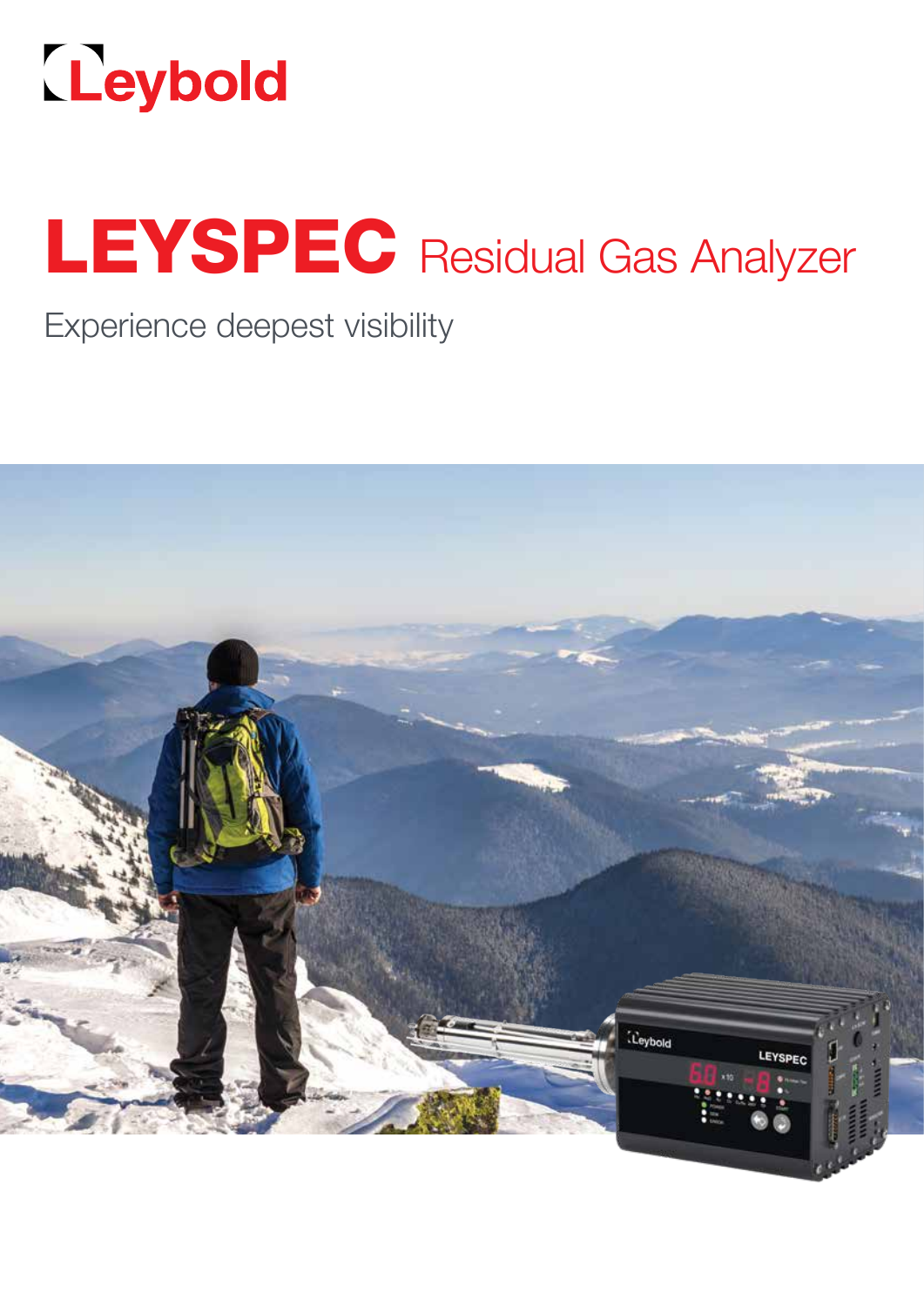Leybold

# LEYSPEC Residual Gas Analyzer

Experience deepest visibility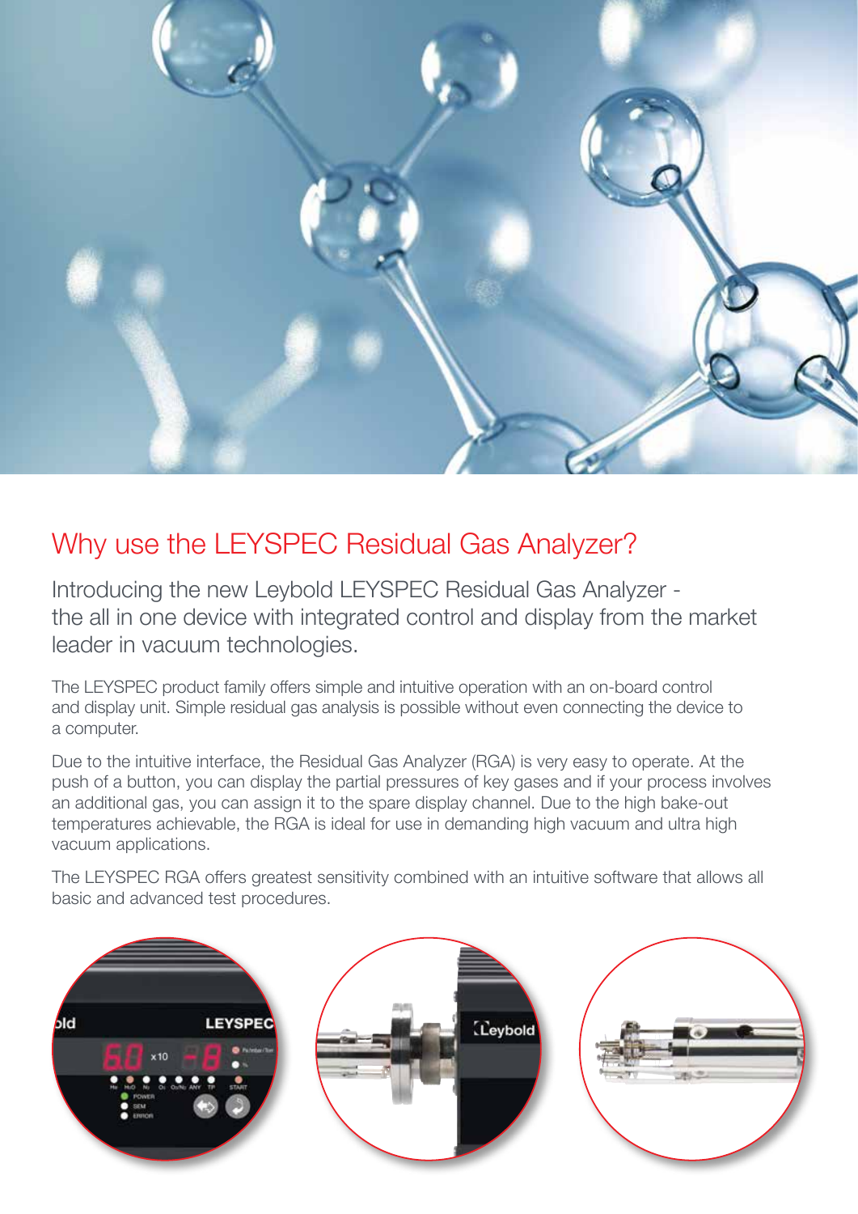# Why use the LEYSPEC Residual Gas Analyzer?

Introducing the new Leybold LEYSPEC Residual Gas Analyzer - the all in one device with integrated control and display from the market leader in vacuum technologies.

The LEYSPEC product family offers simple and intuitive operation with an on-board control and display unit. Simple residual gas analysis is possible without even connecting the device to a computer.

Due to the intuitive interface, the Residual Gas Analyzer (RGA) is very easy to operate. At the push of a button, you can display the partial pressures of key gases and if your process involves an additional gas, you can assign it to the spare display channel. Due to the high bake-out temperatures achievable, the RGA is ideal for use in demanding high vacuum and ultra high vacuum applications.

The LEYSPEC RGA offers greatest sensitivity combined with an intuitive software that allows all basic and advanced test procedures.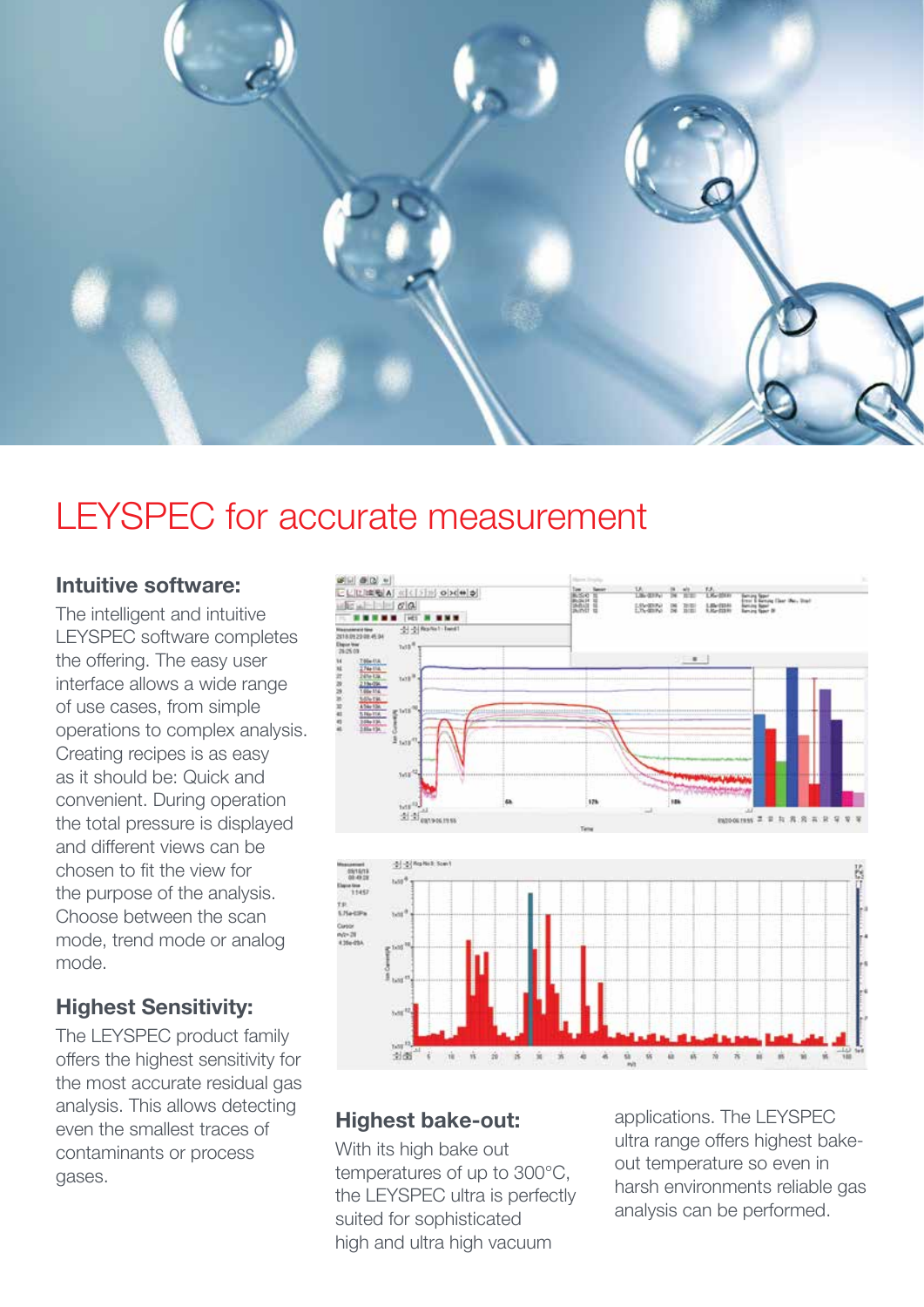# LEYSPEC for accurate measurement

### Intuitive software:

The intelligent and intuitive LEYSPEC software completes the offering. The easy user interface allows a wide range of use cases, from simple operations to complex analysis. Creating recipes is as easy as it should be: Quick and convenient. During operation the total pressure is displayed and different views can be chosen to fit the view for the purpose of the analysis. Choose between the scan mode, trend mode or analog mode.

### Highest Sensitivity:

The LEYSPEC product family offers the highest sensitivity for the most accurate residual gas analysis. This allows detecting even the smallest traces of contaminants or process gases.

### Highest bake-out:

With its high bake out temperatures of up to 300°C, the LEYSPEC ultra is perfectly suited for sophisticated high and ultra high vacuum applications. The LEYSPEC ultra range offers highest bake-out temperature so even in harsh environments reliable gas analysis can be performed.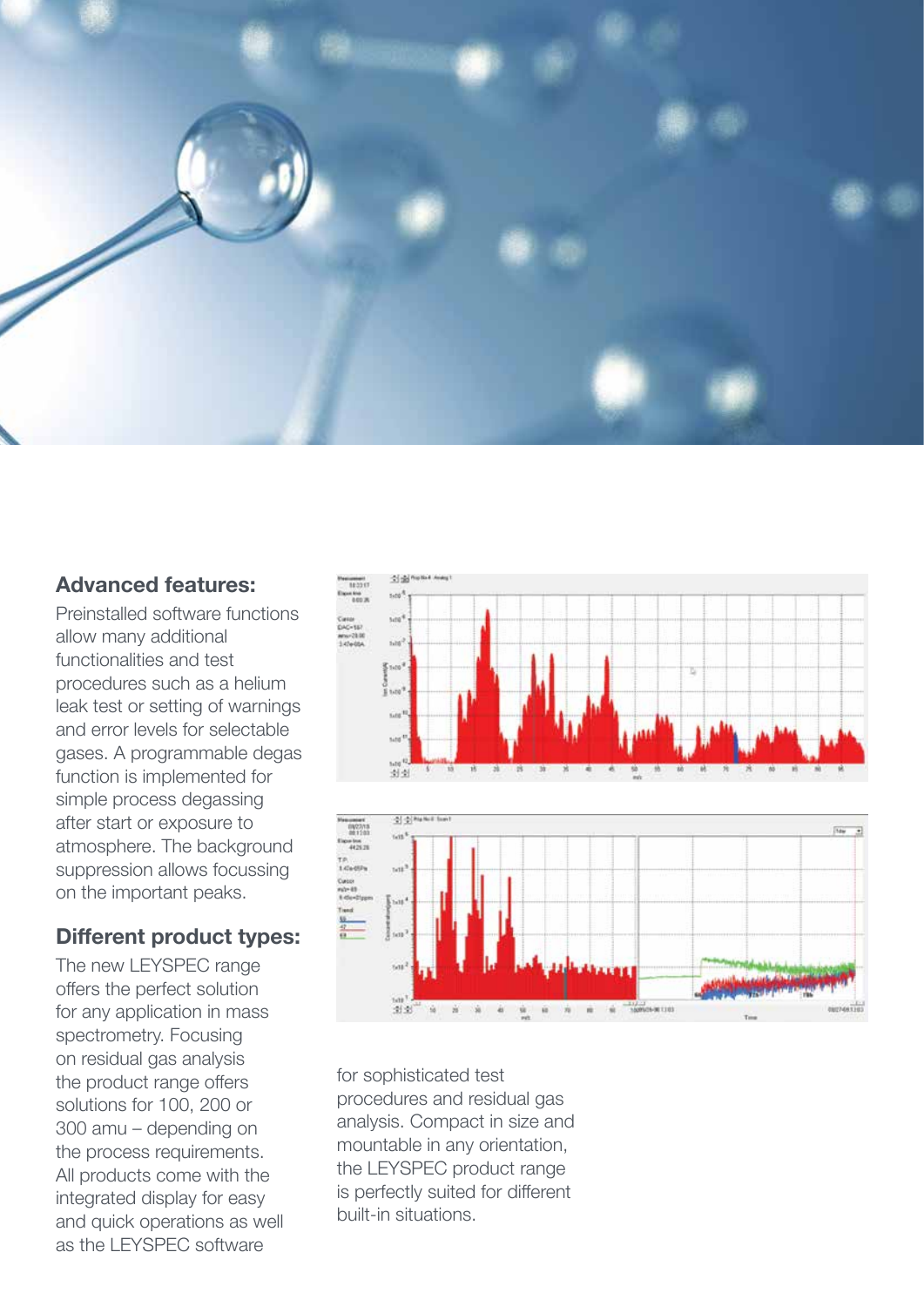## Advanced features:

Preinstalled software functions allow many additional functionalities and test procedures such as a helium leak test or setting of warnings and error levels for selectable gases. A programmable degas function is implemented for simple process degassing after start or exposure to atmosphere. The background suppression allows focussing on the important peaks.

## Different product types:

The new LEYSPEC range offers the perfect solution for any application in mass spectrometry. Focusing on residual gas analysis the product range offers solutions for 100, 200 or 300 amu – depending on the process requirements. All products come with the integrated display for easy and quick operations as well as the LEYSPEC software for sophisticated test procedures and residual gas analysis. Compact in size and mountable in any orientation, the LEYSPEC product range is perfectly suited for different built-in situations.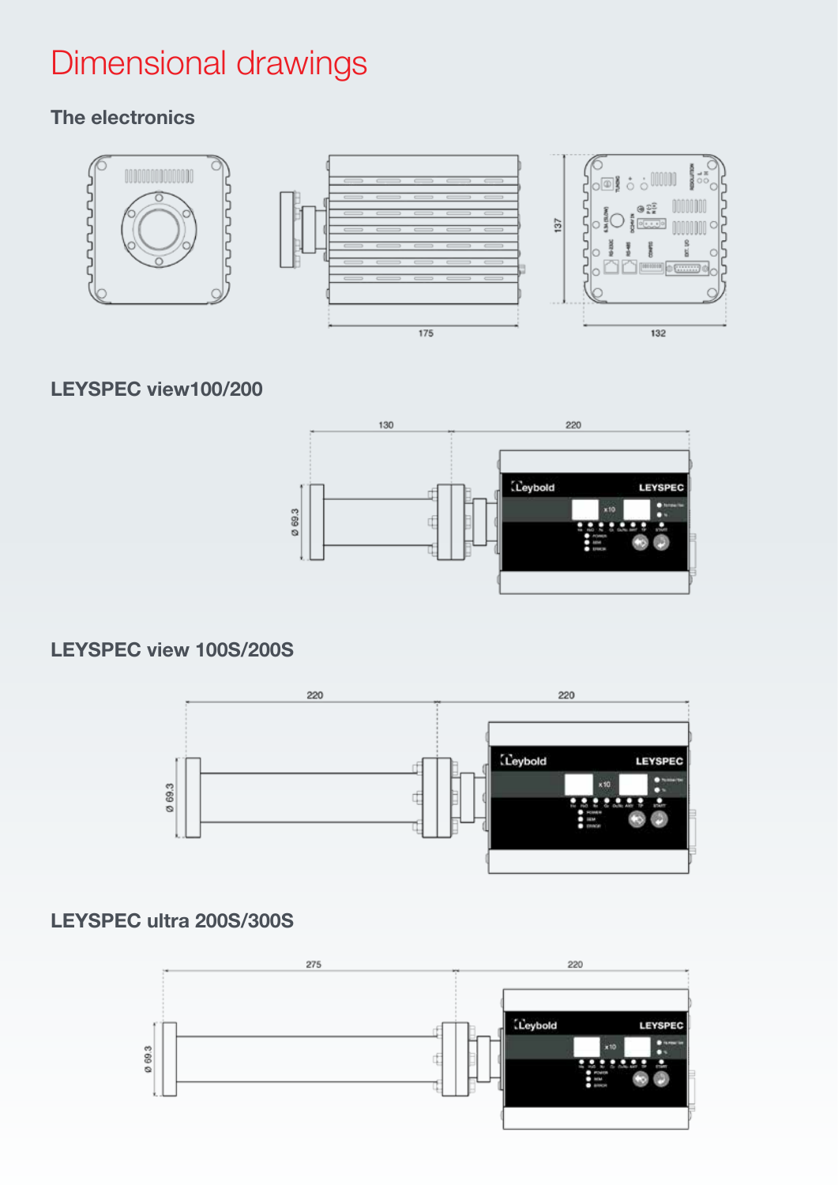# Dimensional drawings

### The electronics

175

137

132

### LEYSPEC view100/200

130

220

Ø 69.3

### LEYSPEC view 100S/200S

220

220

Ø 69.3

### LEYSPEC ultra 200S/300S

275

220

Ø 69.3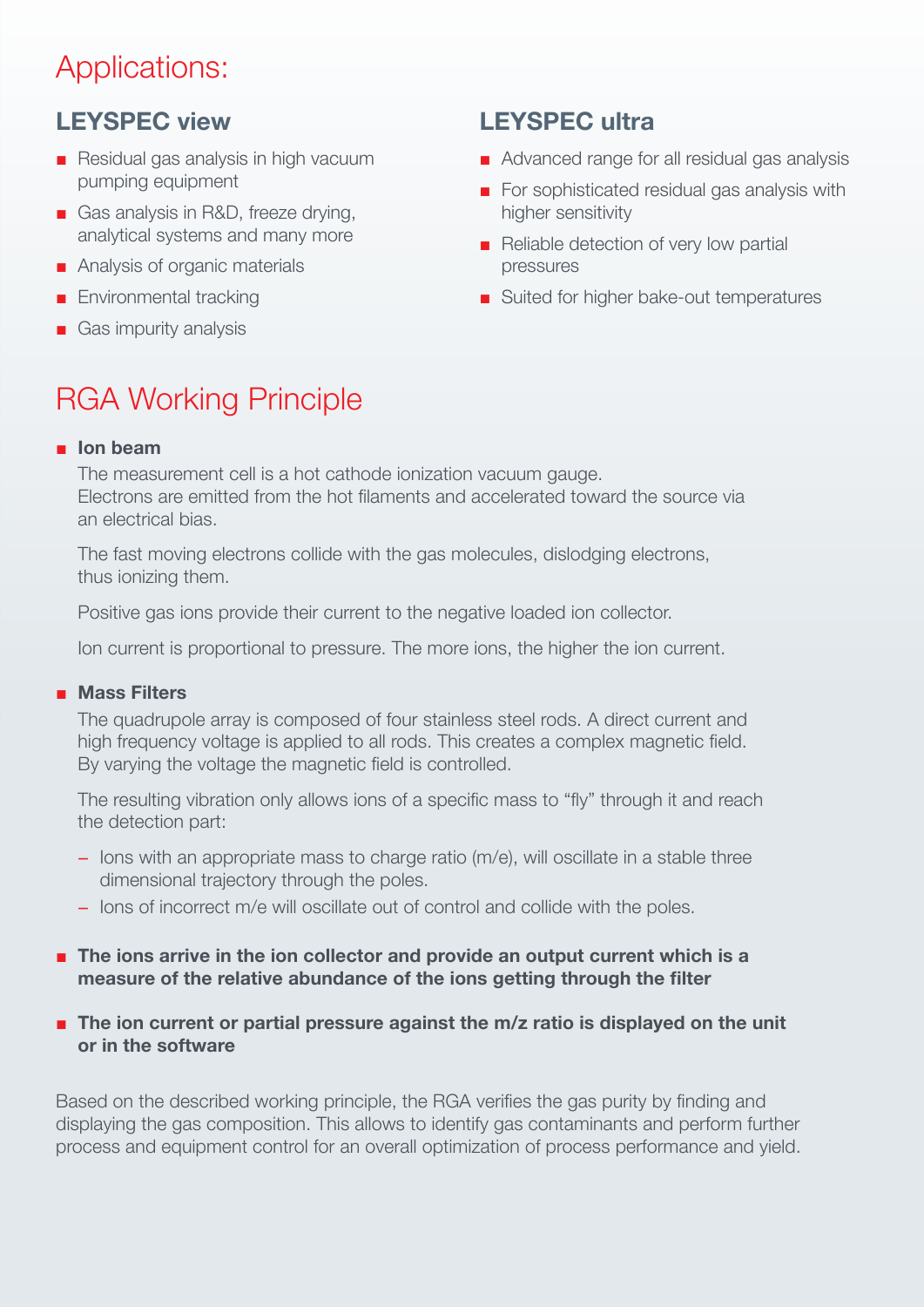# Applications:

## LEYSPEC view

- Residual gas analysis in high vacuum pumping equipment
- Gas analysis in R&D, freeze drying, analytical systems and many more
- Analysis of organic materials
- Environmental tracking
- Gas impurity analysis

## LEYSPEC ultra

- Advanced range for all residual gas analysis
- For sophisticated residual gas analysis with higher sensitivity
- Reliable detection of very low partial pressures
- Suited for higher bake-out temperatures

# RGA Working Principle

- **Ion beam**

  The measurement cell is a hot cathode ionization vacuum gauge.
  Electrons are emitted from the hot filaments and accelerated toward the source via an electrical bias.

  The fast moving electrons collide with the gas molecules, dislodging electrons, thus ionizing them.

  Positive gas ions provide their current to the negative loaded ion collector.

  Ion current is proportional to pressure. The more ions, the higher the ion current.

- **Mass Filters**

  The quadrupole array is composed of four stainless steel rods. A direct current and high frequency voltage is applied to all rods. This creates a complex magnetic field. By varying the voltage the magnetic field is controlled.

  The resulting vibration only allows ions of a specific mass to "fly" through it and reach the detection part:

  - Ions with an appropriate mass to charge ratio (m/e), will oscillate in a stable three dimensional trajectory through the poles.
  - Ions of incorrect m/e will oscillate out of control and collide with the poles.

- **The ions arrive in the ion collector and provide an output current which is a measure of the relative abundance of the ions getting through the filter**

- **The ion current or partial pressure against the m/z ratio is displayed on the unit or in the software**

Based on the described working principle, the RGA verifies the gas purity by finding and displaying the gas composition. This allows to identify gas contaminants and perform further process and equipment control for an overall optimization of process performance and yield.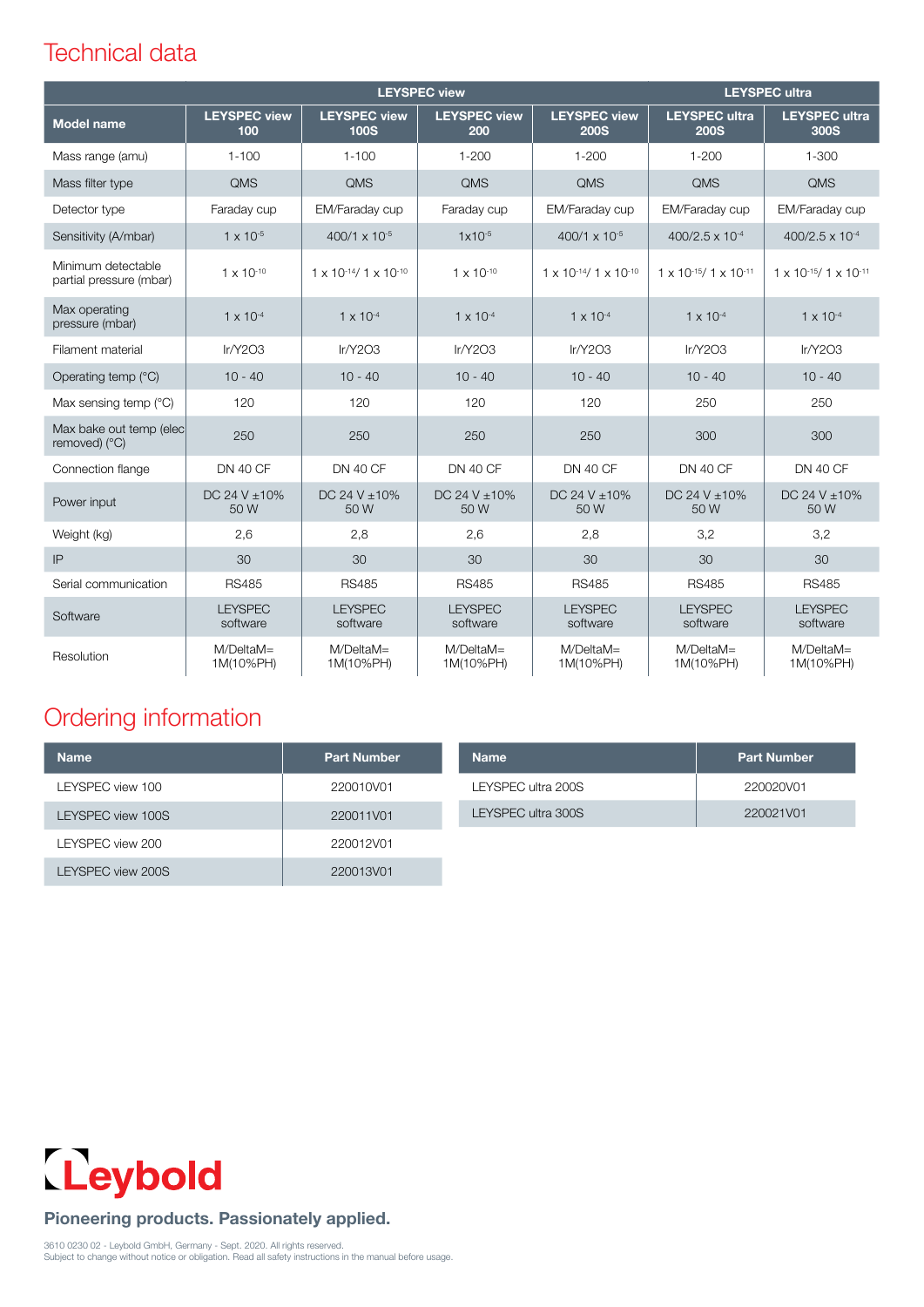# Technical data

| | LEYSPEC view | | | | LEYSPEC ultra | |
|---|---|---|---|---|---|---|
| **Model name** | **LEYSPEC view 100** | **LEYSPEC view 100S** | **LEYSPEC view 200** | **LEYSPEC view 200S** | **LEYSPEC ultra 200S** | **LEYSPEC ultra 300S** |
| Mass range (amu) | 1-100 | 1-100 | 1-200 | 1-200 | 1-200 | 1-300 |
| Mass filter type | QMS | QMS | QMS | QMS | QMS | QMS |
| Detector type | Faraday cup | EM/Faraday cup | Faraday cup | EM/Faraday cup | EM/Faraday cup | EM/Faraday cup |
| Sensitivity (A/mbar) | $1 \times 10^{-5}$ | $400/1 \times 10^{-5}$ | $1 \times 10^{-5}$ | $400/1 \times 10^{-5}$ | $400/2.5 \times 10^{-4}$ | $400/2.5 \times 10^{-4}$ |
| Minimum detectable partial pressure (mbar) | $1 \times 10^{-10}$ | $1 \times 10^{-14}/ 1 \times 10^{-10}$ | $1 \times 10^{-10}$ | $1 \times 10^{-14}/ 1 \times 10^{-10}$ | $1 \times 10^{-15}/ 1 \times 10^{-11}$ | $1 \times 10^{-15}/ 1 \times 10^{-11}$ |
| Max operating pressure (mbar) | $1 \times 10^{-4}$ | $1 \times 10^{-4}$ | $1 \times 10^{-4}$ | $1 \times 10^{-4}$ | $1 \times 10^{-4}$ | $1 \times 10^{-4}$ |
| Filament material | Ir/Y2O3 | Ir/Y2O3 | Ir/Y2O3 | Ir/Y2O3 | Ir/Y2O3 | Ir/Y2O3 |
| Operating temp (°C) | 10 - 40 | 10 - 40 | 10 - 40 | 10 - 40 | 10 - 40 | 10 - 40 |
| Max sensing temp (°C) | 120 | 120 | 120 | 120 | 250 | 250 |
| Max bake out temp (elec removed) (°C) | 250 | 250 | 250 | 250 | 300 | 300 |
| Connection flange | DN 40 CF | DN 40 CF | DN 40 CF | DN 40 CF | DN 40 CF | DN 40 CF |
| Power input | DC 24 V ±10% 50 W | DC 24 V ±10% 50 W | DC 24 V ±10% 50 W | DC 24 V ±10% 50 W | DC 24 V ±10% 50 W | DC 24 V ±10% 50 W |
| Weight (kg) | 2,6 | 2,8 | 2,6 | 2,8 | 3,2 | 3,2 |
| IP | 30 | 30 | 30 | 30 | 30 | 30 |
| Serial communication | RS485 | RS485 | RS485 | RS485 | RS485 | RS485 |
| Software | LEYSPEC software | LEYSPEC software | LEYSPEC software | LEYSPEC software | LEYSPEC software | LEYSPEC software |
| Resolution | M/DeltaM= 1M(10%PH) | M/DeltaM= 1M(10%PH) | M/DeltaM= 1M(10%PH) | M/DeltaM= 1M(10%PH) | M/DeltaM= 1M(10%PH) | M/DeltaM= 1M(10%PH) |

# Ordering information

| Name | Part Number |
|---|---|
| LEYSPEC view 100 | 220010V01 |
| LEYSPEC view 100S | 220011V01 |
| LEYSPEC view 200 | 220012V01 |
| LEYSPEC view 200S | 220013V01 |

| Name | Part Number |
|---|---|
| LEYSPEC ultra 200S | 220020V01 |
| LEYSPEC ultra 300S | 220021V01 |

Leybold

**Pioneering products. Passionately applied.**

3610 0230 02 - Leybold GmbH, Germany - Sept. 2020. All rights reserved.
Subject to change without notice or obligation. Read all safety instructions in the manual before usage.